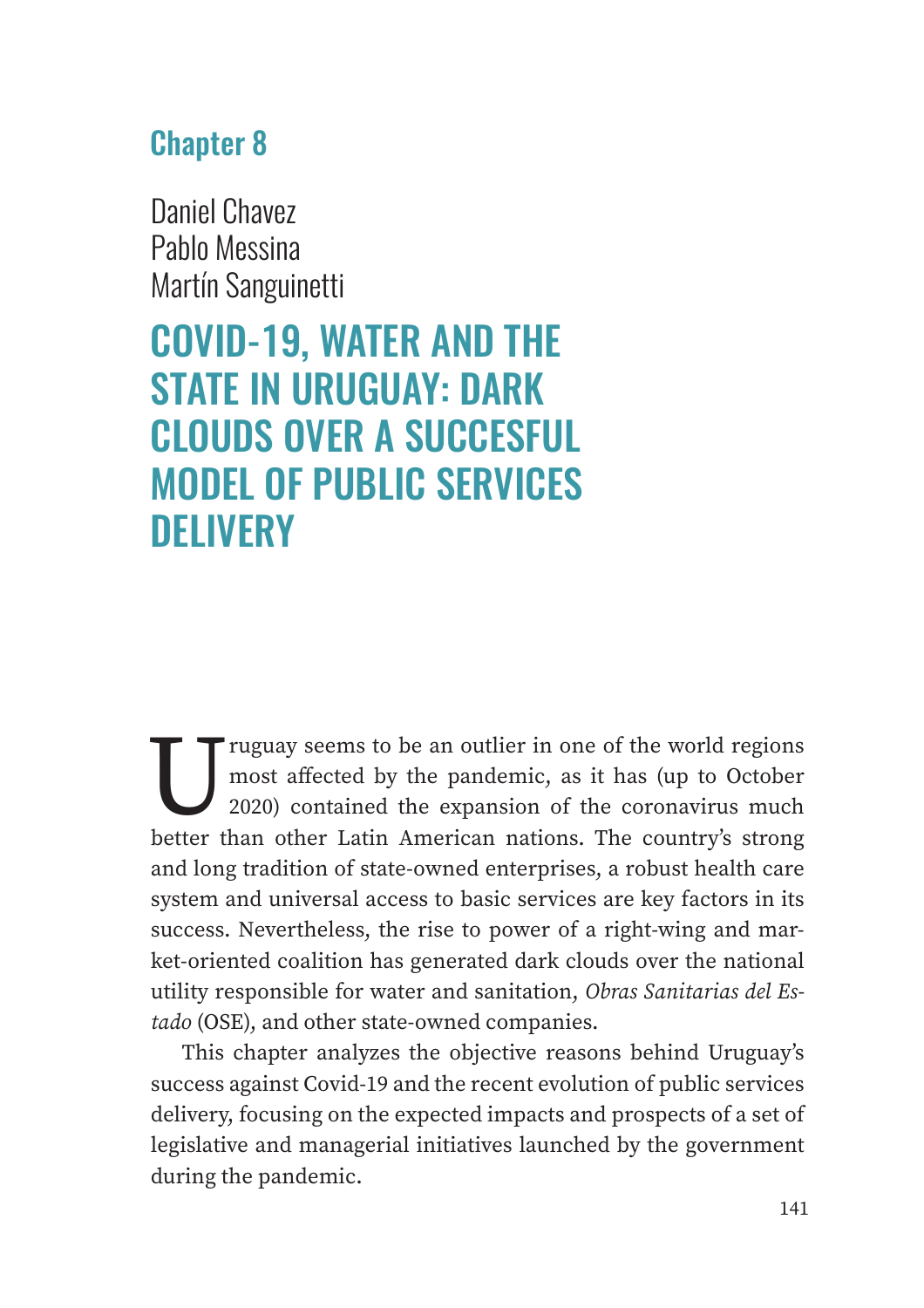## Chapter 8

Daniel Chavez
Pablo Messina
Martín Sanguinetti

# COVID-19, WATER AND THE STATE IN URUGUAY: DARK CLOUDS OVER A SUCCESFUL MODEL OF PUBLIC SERVICES DELIVERY

Uruguay seems to be an outlier in one of the world regions most affected by the pandemic, as it has (up to October 2020) contained the expansion of the coronavirus much better than other Latin American nations. The country's strong and long tradition of state-owned enterprises, a robust health care system and universal access to basic services are key factors in its success. Nevertheless, the rise to power of a right-wing and market-oriented coalition has generated dark clouds over the national utility responsible for water and sanitation, *Obras Sanitarias del Estado* (OSE), and other state-owned companies.

This chapter analyzes the objective reasons behind Uruguay's success against Covid-19 and the recent evolution of public services delivery, focusing on the expected impacts and prospects of a set of legislative and managerial initiatives launched by the government during the pandemic.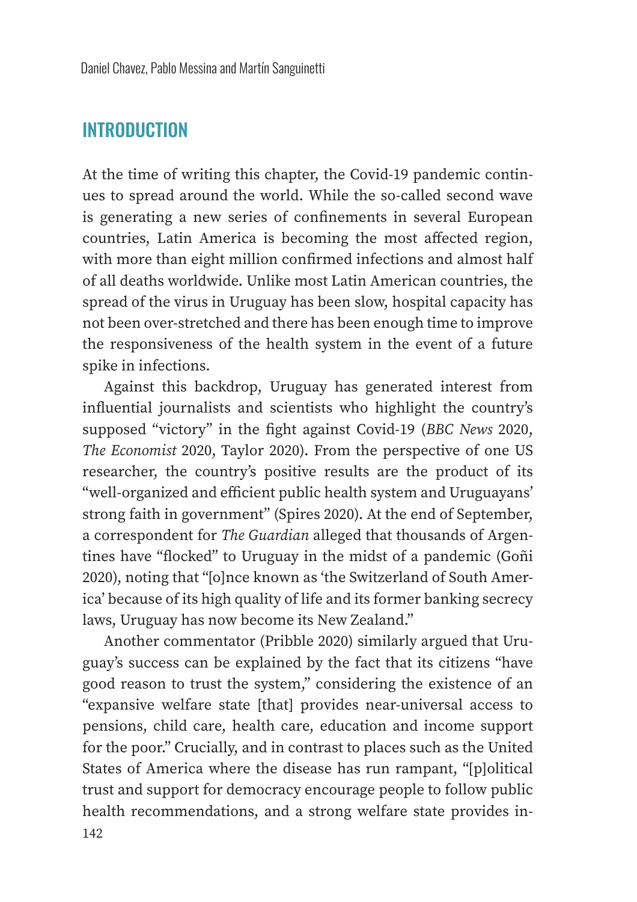## INTRODUCTION

At the time of writing this chapter, the Covid-19 pandemic continues to spread around the world. While the so-called second wave is generating a new series of confinements in several European countries, Latin America is becoming the most affected region, with more than eight million confirmed infections and almost half of all deaths worldwide. Unlike most Latin American countries, the spread of the virus in Uruguay has been slow, hospital capacity has not been over-stretched and there has been enough time to improve the responsiveness of the health system in the event of a future spike in infections.

Against this backdrop, Uruguay has generated interest from influential journalists and scientists who highlight the country's supposed "victory" in the fight against Covid-19 (*BBC News* 2020, *The Economist* 2020, Taylor 2020). From the perspective of one US researcher, the country's positive results are the product of its "well-organized and efficient public health system and Uruguayans' strong faith in government" (Spires 2020). At the end of September, a correspondent for *The Guardian* alleged that thousands of Argentines have "flocked" to Uruguay in the midst of a pandemic (Goñi 2020), noting that "[o]nce known as 'the Switzerland of South America' because of its high quality of life and its former banking secrecy laws, Uruguay has now become its New Zealand."

Another commentator (Pribble 2020) similarly argued that Uruguay's success can be explained by the fact that its citizens "have good reason to trust the system," considering the existence of an "expansive welfare state [that] provides near-universal access to pensions, child care, health care, education and income support for the poor." Crucially, and in contrast to places such as the United States of America where the disease has run rampant, "[p]olitical trust and support for democracy encourage people to follow public health recommendations, and a strong welfare state provides in-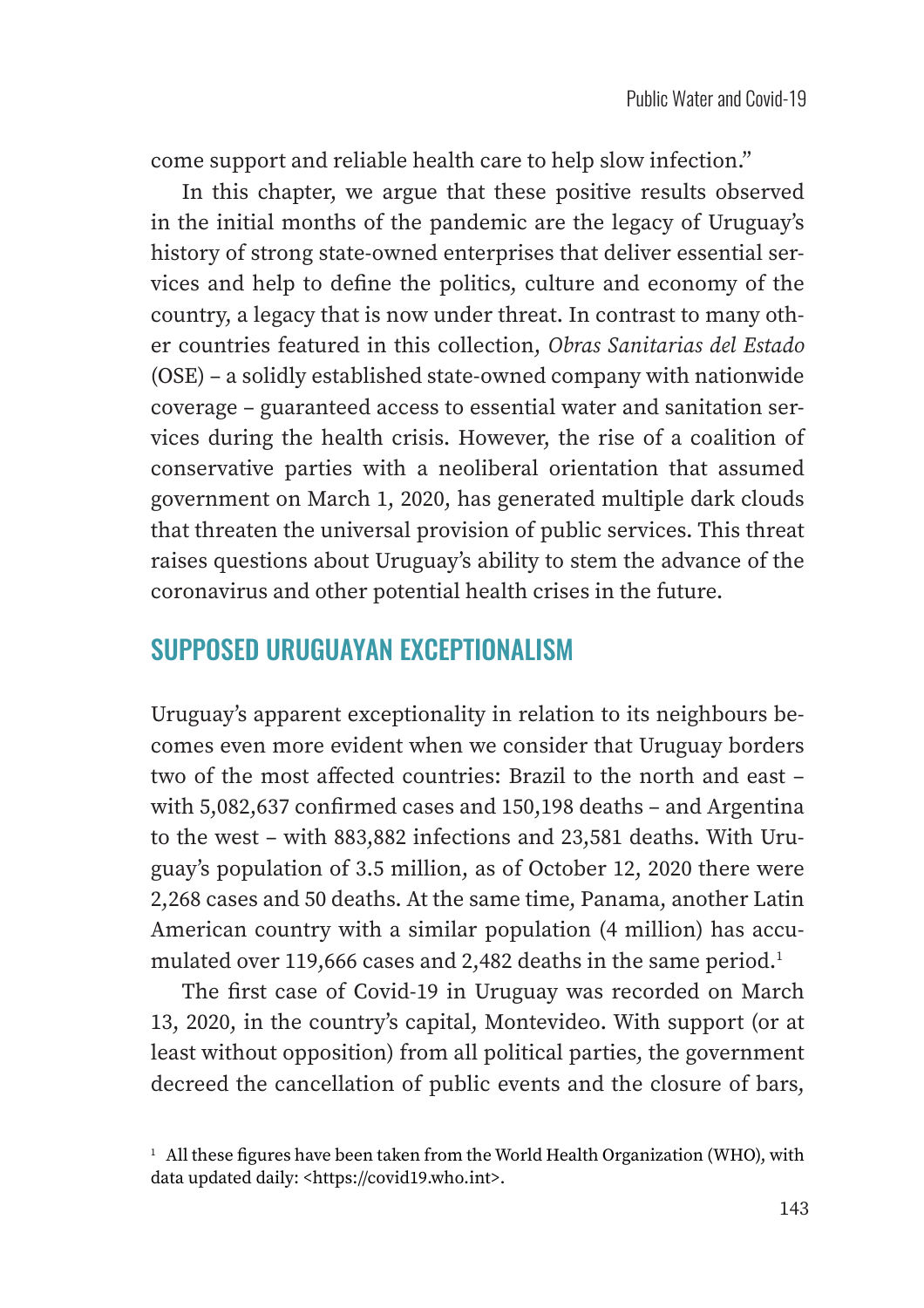come support and reliable health care to help slow infection."

In this chapter, we argue that these positive results observed in the initial months of the pandemic are the legacy of Uruguay's history of strong state-owned enterprises that deliver essential services and help to define the politics, culture and economy of the country, a legacy that is now under threat. In contrast to many other countries featured in this collection, *Obras Sanitarias del Estado* (OSE) – a solidly established state-owned company with nationwide coverage – guaranteed access to essential water and sanitation services during the health crisis. However, the rise of a coalition of conservative parties with a neoliberal orientation that assumed government on March 1, 2020, has generated multiple dark clouds that threaten the universal provision of public services. This threat raises questions about Uruguay's ability to stem the advance of the coronavirus and other potential health crises in the future.

## SUPPOSED URUGUAYAN EXCEPTIONALISM

Uruguay's apparent exceptionality in relation to its neighbours becomes even more evident when we consider that Uruguay borders two of the most affected countries: Brazil to the north and east – with 5,082,637 confirmed cases and 150,198 deaths – and Argentina to the west – with 883,882 infections and 23,581 deaths. With Uruguay's population of 3.5 million, as of October 12, 2020 there were 2,268 cases and 50 deaths. At the same time, Panama, another Latin American country with a similar population (4 million) has accumulated over 119,666 cases and 2,482 deaths in the same period.[1]

The first case of Covid-19 in Uruguay was recorded on March 13, 2020, in the country's capital, Montevideo. With support (or at least without opposition) from all political parties, the government decreed the cancellation of public events and the closure of bars,

[1] All these figures have been taken from the World Health Organization (WHO), with data updated daily: <https://covid19.who.int>.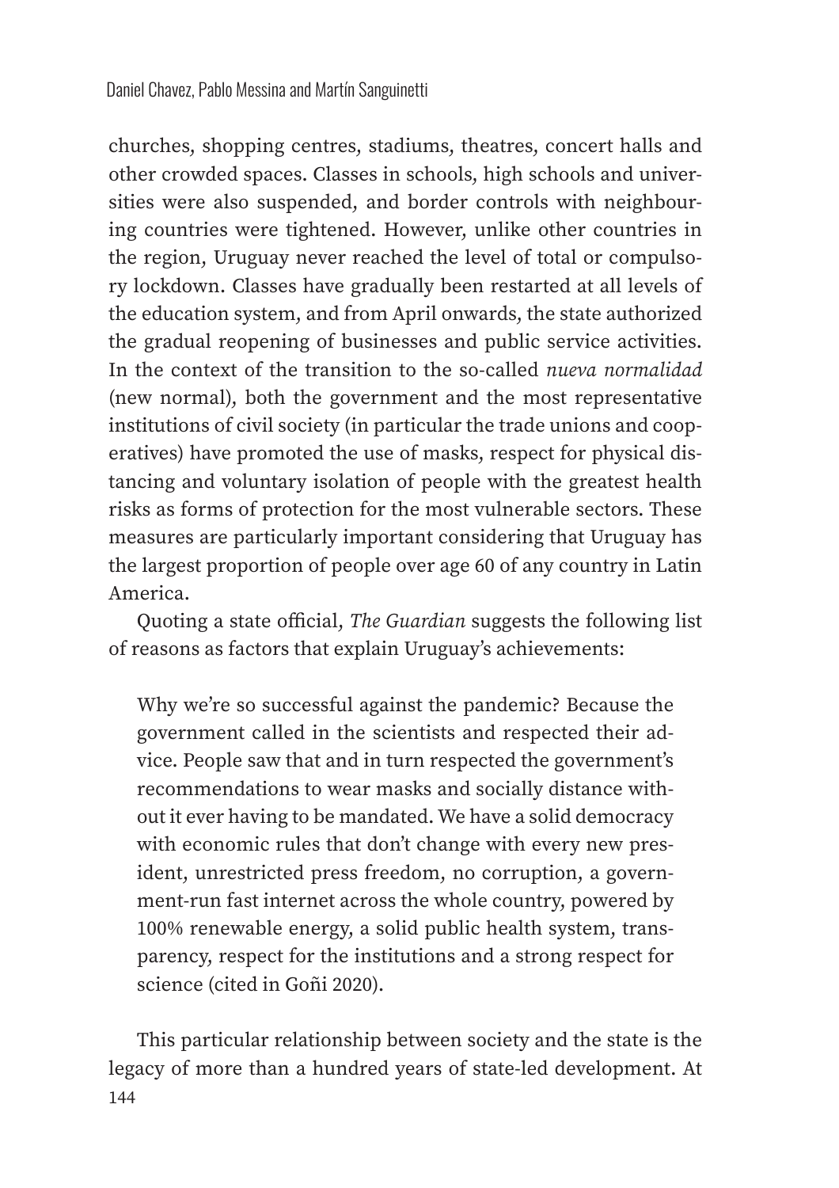churches, shopping centres, stadiums, theatres, concert halls and other crowded spaces. Classes in schools, high schools and universities were also suspended, and border controls with neighbouring countries were tightened. However, unlike other countries in the region, Uruguay never reached the level of total or compulsory lockdown. Classes have gradually been restarted at all levels of the education system, and from April onwards, the state authorized the gradual reopening of businesses and public service activities. In the context of the transition to the so-called *nueva normalidad* (new normal), both the government and the most representative institutions of civil society (in particular the trade unions and cooperatives) have promoted the use of masks, respect for physical distancing and voluntary isolation of people with the greatest health risks as forms of protection for the most vulnerable sectors. These measures are particularly important considering that Uruguay has the largest proportion of people over age 60 of any country in Latin America.

Quoting a state official, *The Guardian* suggests the following list of reasons as factors that explain Uruguay's achievements:

> Why we're so successful against the pandemic? Because the government called in the scientists and respected their advice. People saw that and in turn respected the government's recommendations to wear masks and socially distance without it ever having to be mandated. We have a solid democracy with economic rules that don't change with every new president, unrestricted press freedom, no corruption, a government-run fast internet across the whole country, powered by 100% renewable energy, a solid public health system, transparency, respect for the institutions and a strong respect for science (cited in Goñi 2020).

This particular relationship between society and the state is the legacy of more than a hundred years of state-led development. At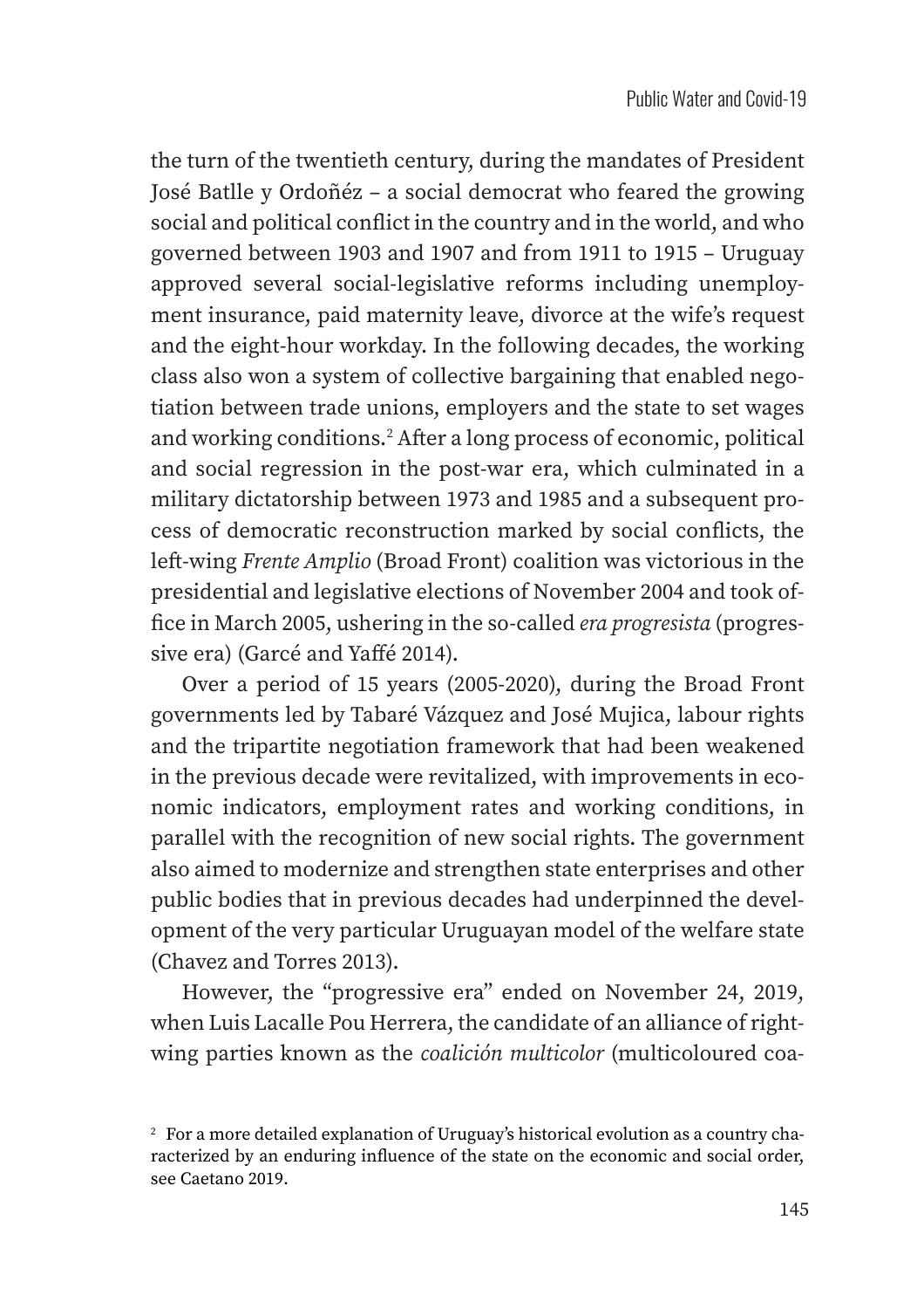the turn of the twentieth century, during the mandates of President José Batlle y Ordoñéz – a social democrat who feared the growing social and political conflict in the country and in the world, and who governed between 1903 and 1907 and from 1911 to 1915 – Uruguay approved several social-legislative reforms including unemployment insurance, paid maternity leave, divorce at the wife's request and the eight-hour workday. In the following decades, the working class also won a system of collective bargaining that enabled negotiation between trade unions, employers and the state to set wages and working conditions.[2] After a long process of economic, political and social regression in the post-war era, which culminated in a military dictatorship between 1973 and 1985 and a subsequent process of democratic reconstruction marked by social conflicts, the left-wing *Frente Amplio* (Broad Front) coalition was victorious in the presidential and legislative elections of November 2004 and took office in March 2005, ushering in the so-called *era progresista* (progressive era) (Garcé and Yaffé 2014).

Over a period of 15 years (2005-2020), during the Broad Front governments led by Tabaré Vázquez and José Mujica, labour rights and the tripartite negotiation framework that had been weakened in the previous decade were revitalized, with improvements in economic indicators, employment rates and working conditions, in parallel with the recognition of new social rights. The government also aimed to modernize and strengthen state enterprises and other public bodies that in previous decades had underpinned the development of the very particular Uruguayan model of the welfare state (Chavez and Torres 2013).

However, the "progressive era" ended on November 24, 2019, when Luis Lacalle Pou Herrera, the candidate of an alliance of right-wing parties known as the *coalición multicolor* (multicoloured coa-

[2] For a more detailed explanation of Uruguay's historical evolution as a country characterized by an enduring influence of the state on the economic and social order, see Caetano 2019.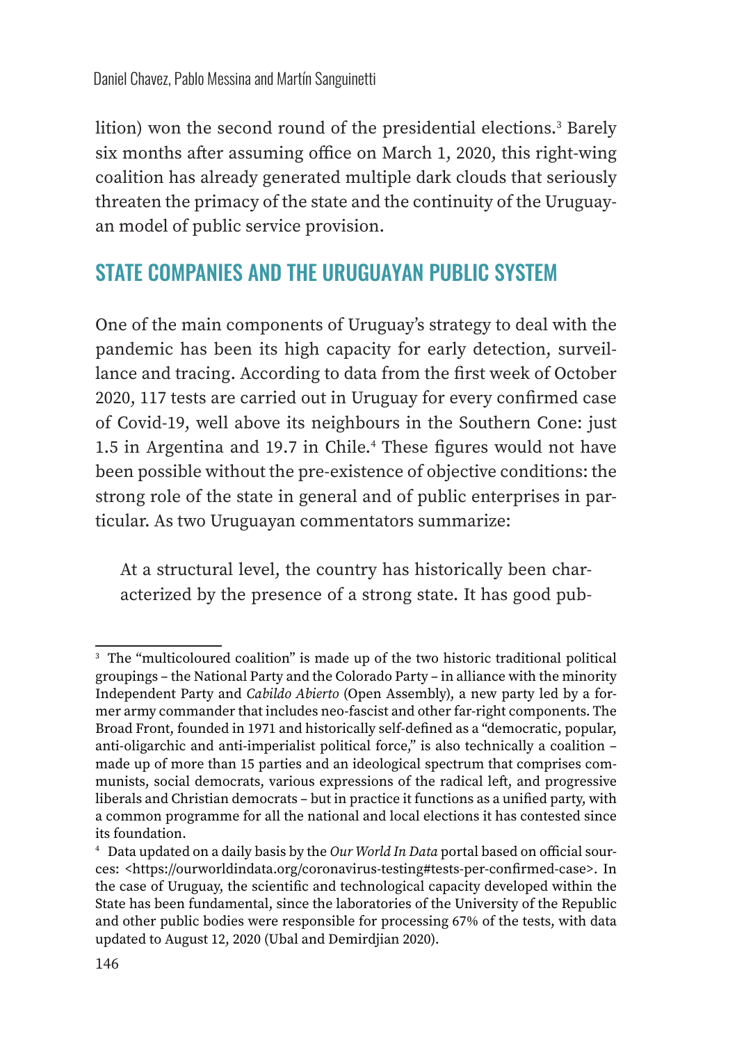lition) won the second round of the presidential elections.[3] Barely six months after assuming office on March 1, 2020, this right-wing coalition has already generated multiple dark clouds that seriously threaten the primacy of the state and the continuity of the Uruguayan model of public service provision.

## STATE COMPANIES AND THE URUGUAYAN PUBLIC SYSTEM

One of the main components of Uruguay's strategy to deal with the pandemic has been its high capacity for early detection, surveillance and tracing. According to data from the first week of October 2020, 117 tests are carried out in Uruguay for every confirmed case of Covid-19, well above its neighbours in the Southern Cone: just 1.5 in Argentina and 19.7 in Chile.[4] These figures would not have been possible without the pre-existence of objective conditions: the strong role of the state in general and of public enterprises in particular. As two Uruguayan commentators summarize:

> At a structural level, the country has historically been characterized by the presence of a strong state. It has good pub-

---

[3] The "multicoloured coalition" is made up of the two historic traditional political groupings – the National Party and the Colorado Party – in alliance with the minority Independent Party and *Cabildo Abierto* (Open Assembly), a new party led by a former army commander that includes neo-fascist and other far-right components. The Broad Front, founded in 1971 and historically self-defined as a "democratic, popular, anti-oligarchic and anti-imperialist political force," is also technically a coalition – made up of more than 15 parties and an ideological spectrum that comprises communists, social democrats, various expressions of the radical left, and progressive liberals and Christian democrats – but in practice it functions as a unified party, with a common programme for all the national and local elections it has contested since its foundation.

[4] Data updated on a daily basis by the *Our World In Data* portal based on official sources: <https://ourworldindata.org/coronavirus-testing#tests-per-confirmed-case>. In the case of Uruguay, the scientific and technological capacity developed within the State has been fundamental, since the laboratories of the University of the Republic and other public bodies were responsible for processing 67% of the tests, with data updated to August 12, 2020 (Ubal and Demirdjian 2020).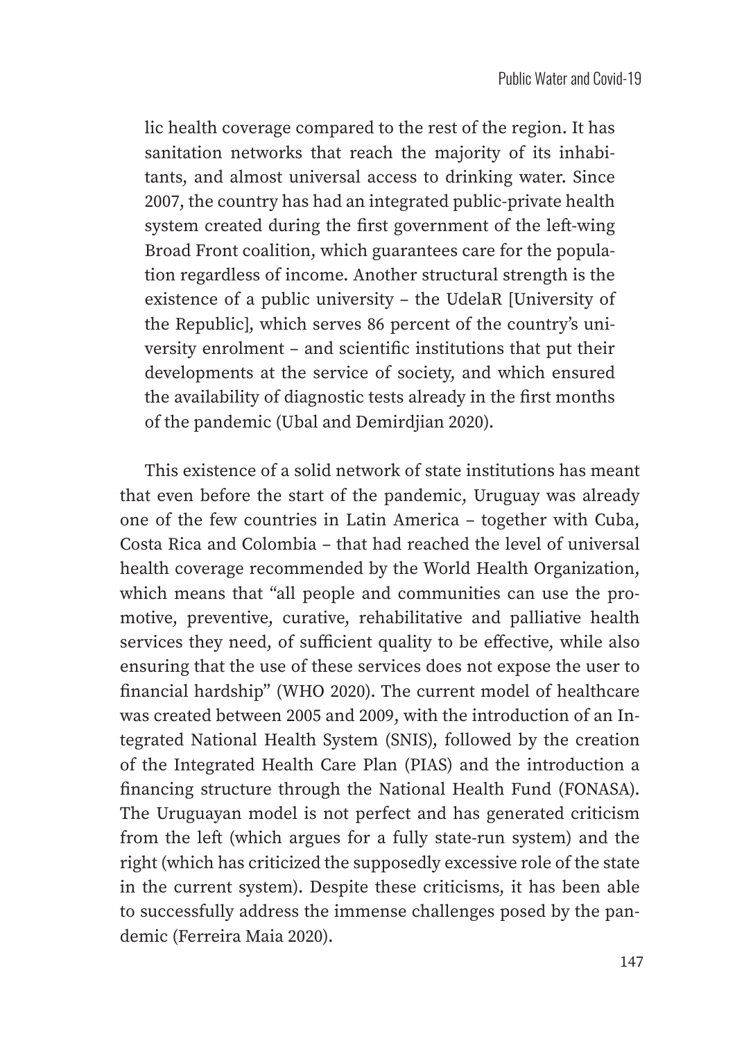lic health coverage compared to the rest of the region. It has sanitation networks that reach the majority of its inhabitants, and almost universal access to drinking water. Since 2007, the country has had an integrated public-private health system created during the first government of the left-wing Broad Front coalition, which guarantees care for the population regardless of income. Another structural strength is the existence of a public university – the UdelaR [University of the Republic], which serves 86 percent of the country's university enrolment – and scientific institutions that put their developments at the service of society, and which ensured the availability of diagnostic tests already in the first months of the pandemic (Ubal and Demirdjian 2020).

This existence of a solid network of state institutions has meant that even before the start of the pandemic, Uruguay was already one of the few countries in Latin America – together with Cuba, Costa Rica and Colombia – that had reached the level of universal health coverage recommended by the World Health Organization, which means that "all people and communities can use the promotive, preventive, curative, rehabilitative and palliative health services they need, of sufficient quality to be effective, while also ensuring that the use of these services does not expose the user to financial hardship" (WHO 2020). The current model of healthcare was created between 2005 and 2009, with the introduction of an Integrated National Health System (SNIS), followed by the creation of the Integrated Health Care Plan (PIAS) and the introduction a financing structure through the National Health Fund (FONASA). The Uruguayan model is not perfect and has generated criticism from the left (which argues for a fully state-run system) and the right (which has criticized the supposedly excessive role of the state in the current system). Despite these criticisms, it has been able to successfully address the immense challenges posed by the pandemic (Ferreira Maia 2020).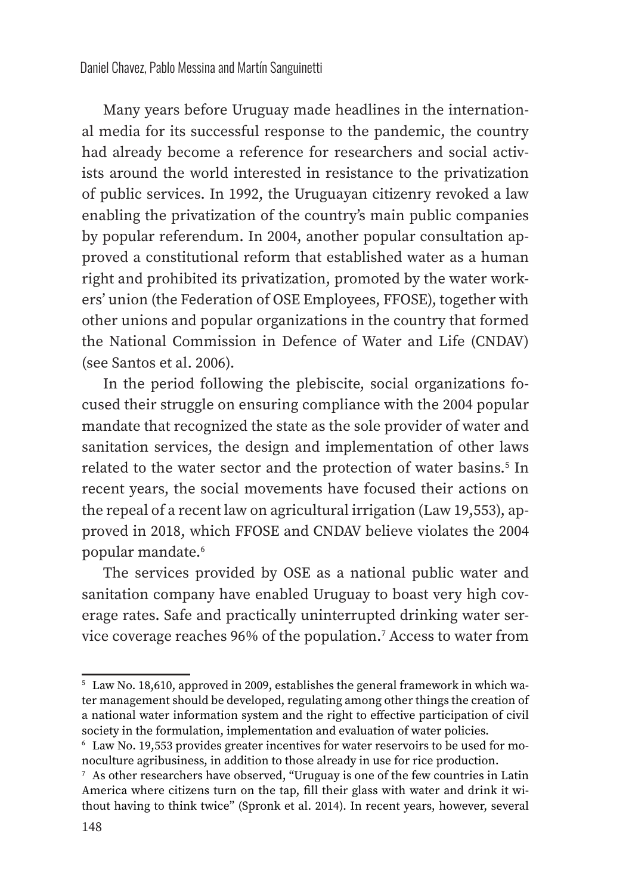Many years before Uruguay made headlines in the international media for its successful response to the pandemic, the country had already become a reference for researchers and social activists around the world interested in resistance to the privatization of public services. In 1992, the Uruguayan citizenry revoked a law enabling the privatization of the country's main public companies by popular referendum. In 2004, another popular consultation approved a constitutional reform that established water as a human right and prohibited its privatization, promoted by the water workers' union (the Federation of OSE Employees, FFOSE), together with other unions and popular organizations in the country that formed the National Commission in Defence of Water and Life (CNDAV) (see Santos et al. 2006).

In the period following the plebiscite, social organizations focused their struggle on ensuring compliance with the 2004 popular mandate that recognized the state as the sole provider of water and sanitation services, the design and implementation of other laws related to the water sector and the protection of water basins.[5] In recent years, the social movements have focused their actions on the repeal of a recent law on agricultural irrigation (Law 19,553), approved in 2018, which FFOSE and CNDAV believe violates the 2004 popular mandate.[6]

The services provided by OSE as a national public water and sanitation company have enabled Uruguay to boast very high coverage rates. Safe and practically uninterrupted drinking water service coverage reaches 96% of the population.[7] Access to water from

---

[5] Law No. 18,610, approved in 2009, establishes the general framework in which water management should be developed, regulating among other things the creation of a national water information system and the right to effective participation of civil society in the formulation, implementation and evaluation of water policies.

[6] Law No. 19,553 provides greater incentives for water reservoirs to be used for monoculture agribusiness, in addition to those already in use for rice production.

[7] As other researchers have observed, "Uruguay is one of the few countries in Latin America where citizens turn on the tap, fill their glass with water and drink it without having to think twice" (Spronk et al. 2014). In recent years, however, several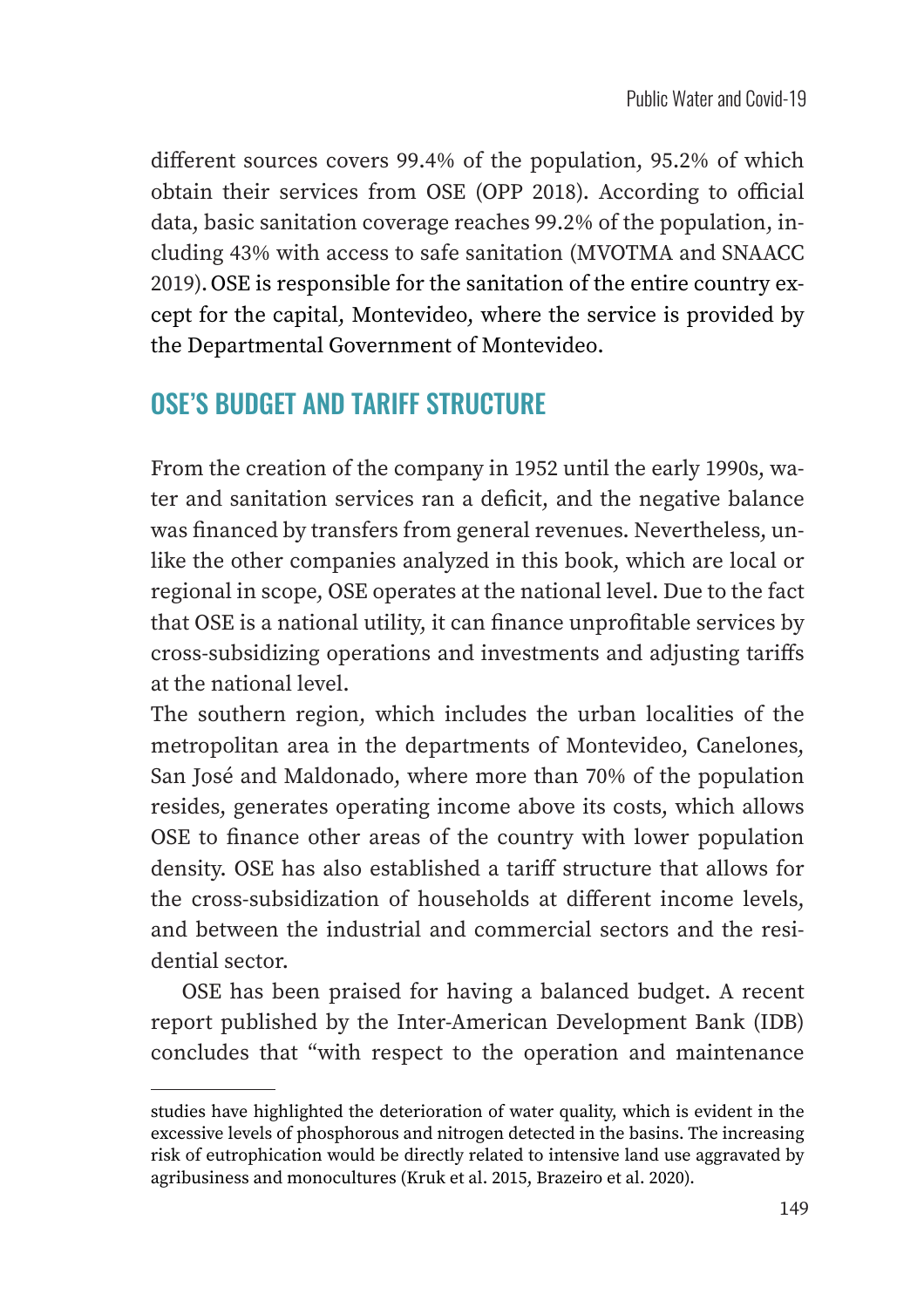different sources covers 99.4% of the population, 95.2% of which obtain their services from OSE (OPP 2018). According to official data, basic sanitation coverage reaches 99.2% of the population, including 43% with access to safe sanitation (MVOTMA and SNAACC 2019). OSE is responsible for the sanitation of the entire country except for the capital, Montevideo, where the service is provided by the Departmental Government of Montevideo.

## OSE'S BUDGET AND TARIFF STRUCTURE

From the creation of the company in 1952 until the early 1990s, water and sanitation services ran a deficit, and the negative balance was financed by transfers from general revenues. Nevertheless, unlike the other companies analyzed in this book, which are local or regional in scope, OSE operates at the national level. Due to the fact that OSE is a national utility, it can finance unprofitable services by cross-subsidizing operations and investments and adjusting tariffs at the national level.

The southern region, which includes the urban localities of the metropolitan area in the departments of Montevideo, Canelones, San José and Maldonado, where more than 70% of the population resides, generates operating income above its costs, which allows OSE to finance other areas of the country with lower population density. OSE has also established a tariff structure that allows for the cross-subsidization of households at different income levels, and between the industrial and commercial sectors and the residential sector.

OSE has been praised for having a balanced budget. A recent report published by the Inter-American Development Bank (IDB) concludes that "with respect to the operation and maintenance

---

studies have highlighted the deterioration of water quality, which is evident in the excessive levels of phosphorous and nitrogen detected in the basins. The increasing risk of eutrophication would be directly related to intensive land use aggravated by agribusiness and monocultures (Kruk et al. 2015, Brazeiro et al. 2020).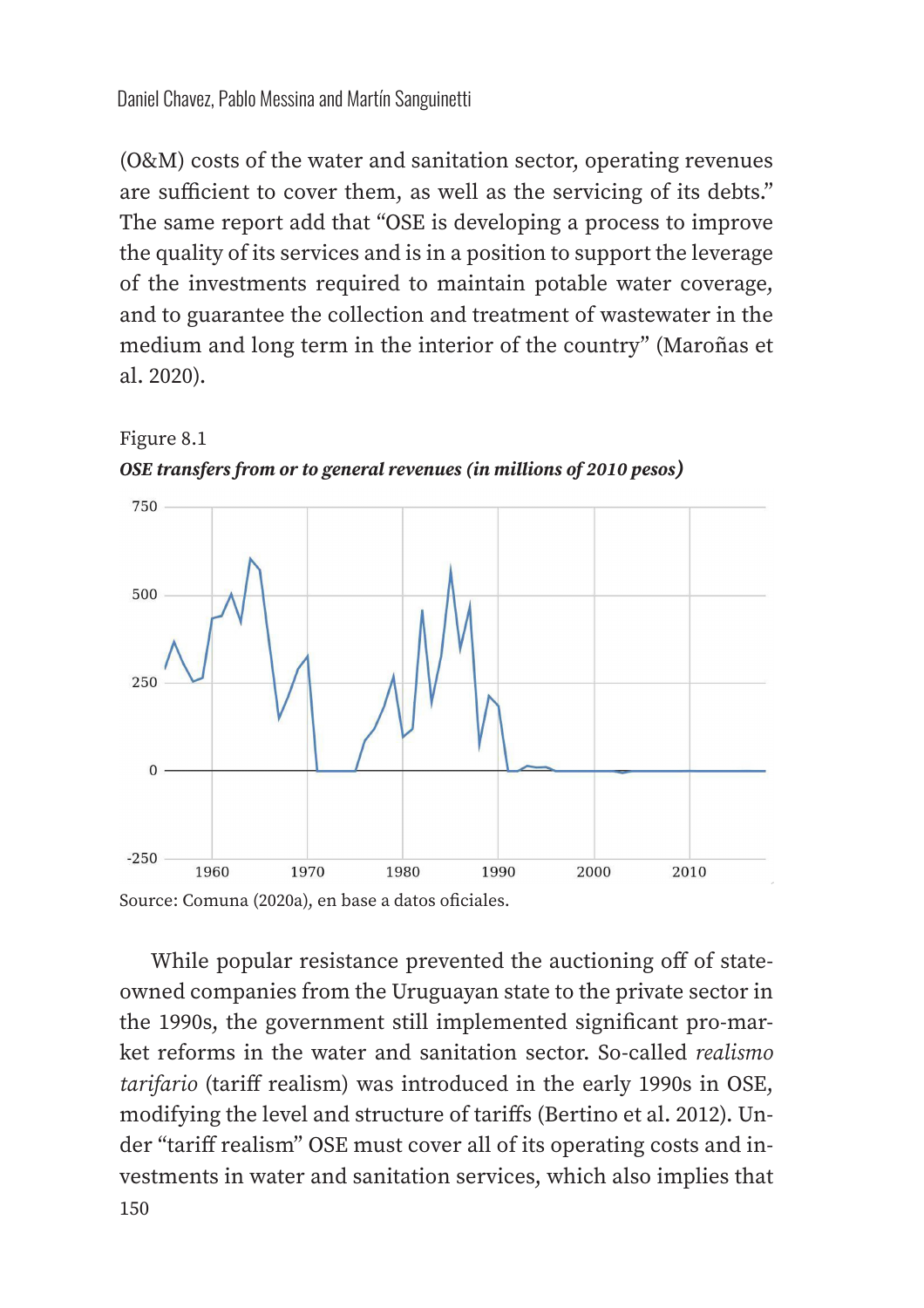(O&M) costs of the water and sanitation sector, operating revenues are sufficient to cover them, as well as the servicing of its debts." The same report add that "OSE is developing a process to improve the quality of its services and is in a position to support the leverage of the investments required to maintain potable water coverage, and to guarantee the collection and treatment of wastewater in the medium and long term in the interior of the country" (Maroñas et al. 2020).

Figure 8.1

***OSE transfers from or to general revenues (in millions of 2010 pesos)***

Source: Comuna (2020a), en base a datos oficiales.

While popular resistance prevented the auctioning off of state-owned companies from the Uruguayan state to the private sector in the 1990s, the government still implemented significant pro-market reforms in the water and sanitation sector. So-called *realismo tarifario* (tariff realism) was introduced in the early 1990s in OSE, modifying the level and structure of tariffs (Bertino et al. 2012). Under "tariff realism" OSE must cover all of its operating costs and investments in water and sanitation services, which also implies that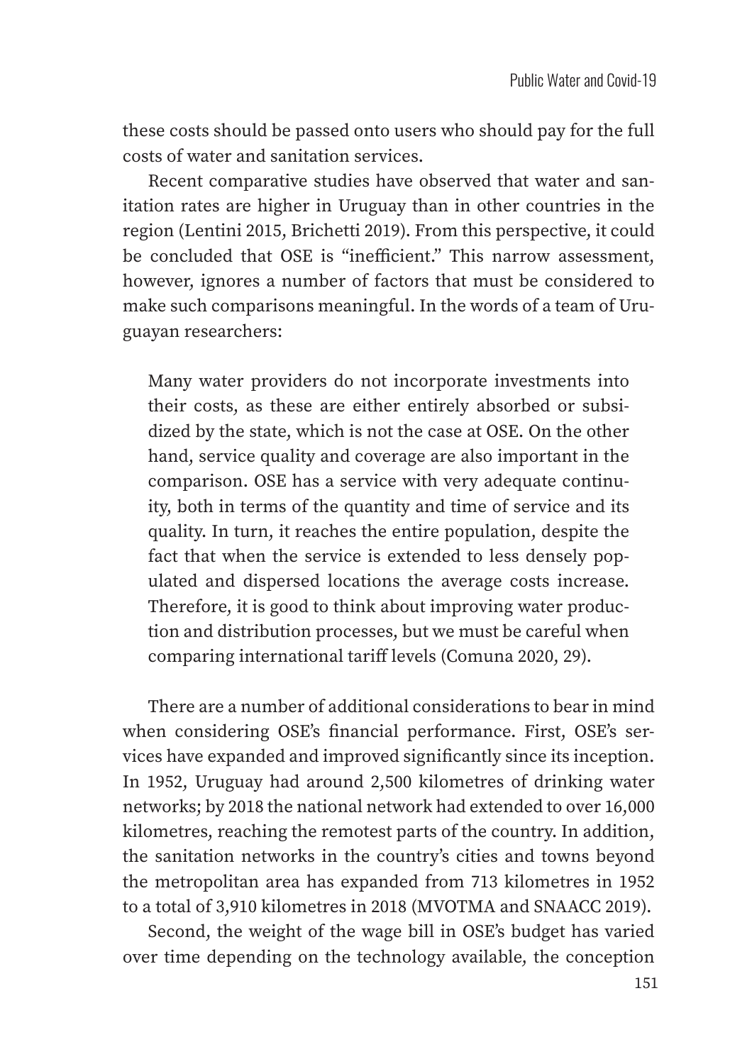these costs should be passed onto users who should pay for the full costs of water and sanitation services.

Recent comparative studies have observed that water and sanitation rates are higher in Uruguay than in other countries in the region (Lentini 2015, Brichetti 2019). From this perspective, it could be concluded that OSE is "inefficient." This narrow assessment, however, ignores a number of factors that must be considered to make such comparisons meaningful. In the words of a team of Uruguayan researchers:

> Many water providers do not incorporate investments into their costs, as these are either entirely absorbed or subsidized by the state, which is not the case at OSE. On the other hand, service quality and coverage are also important in the comparison. OSE has a service with very adequate continuity, both in terms of the quantity and time of service and its quality. In turn, it reaches the entire population, despite the fact that when the service is extended to less densely populated and dispersed locations the average costs increase. Therefore, it is good to think about improving water production and distribution processes, but we must be careful when comparing international tariff levels (Comuna 2020, 29).

There are a number of additional considerations to bear in mind when considering OSE's financial performance. First, OSE's services have expanded and improved significantly since its inception. In 1952, Uruguay had around 2,500 kilometres of drinking water networks; by 2018 the national network had extended to over 16,000 kilometres, reaching the remotest parts of the country. In addition, the sanitation networks in the country's cities and towns beyond the metropolitan area has expanded from 713 kilometres in 1952 to a total of 3,910 kilometres in 2018 (MVOTMA and SNAACC 2019).

Second, the weight of the wage bill in OSE's budget has varied over time depending on the technology available, the conception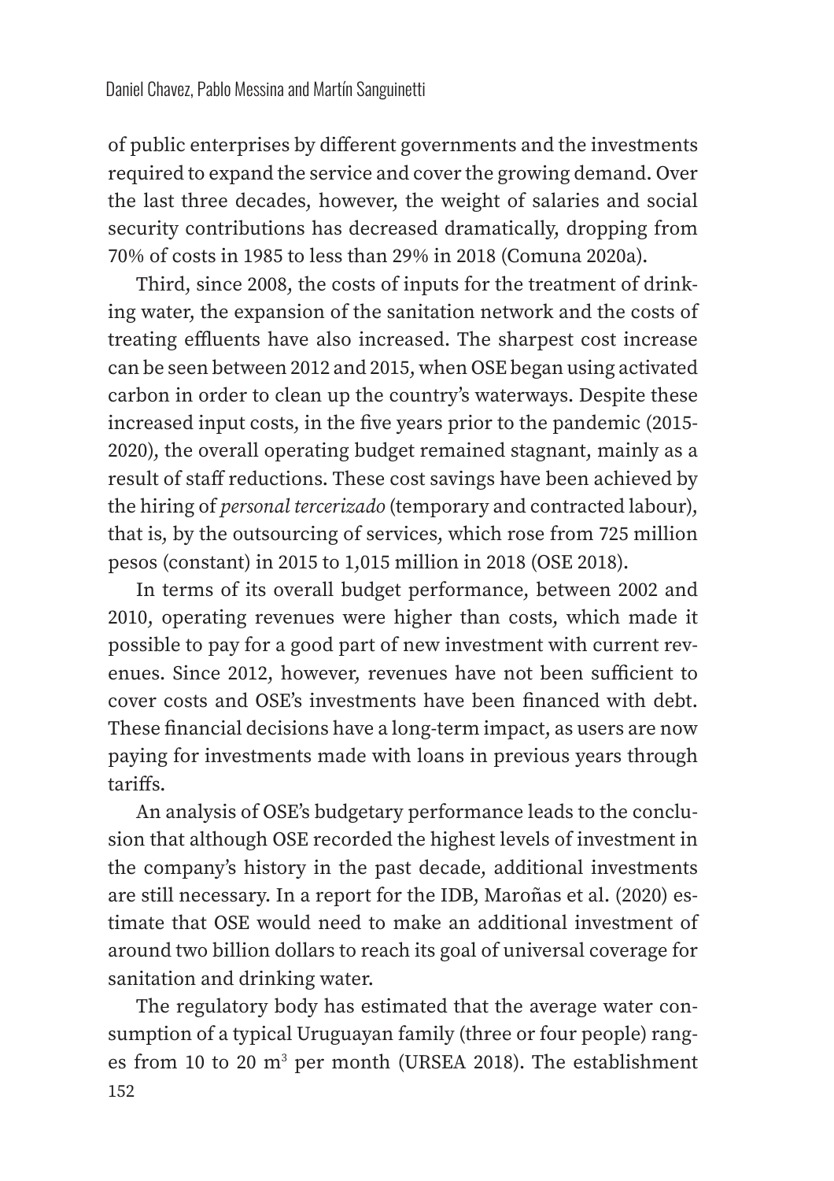of public enterprises by different governments and the investments required to expand the service and cover the growing demand. Over the last three decades, however, the weight of salaries and social security contributions has decreased dramatically, dropping from 70% of costs in 1985 to less than 29% in 2018 (Comuna 2020a).

Third, since 2008, the costs of inputs for the treatment of drinking water, the expansion of the sanitation network and the costs of treating effluents have also increased. The sharpest cost increase can be seen between 2012 and 2015, when OSE began using activated carbon in order to clean up the country's waterways. Despite these increased input costs, in the five years prior to the pandemic (2015-2020), the overall operating budget remained stagnant, mainly as a result of staff reductions. These cost savings have been achieved by the hiring of *personal tercerizado* (temporary and contracted labour), that is, by the outsourcing of services, which rose from 725 million pesos (constant) in 2015 to 1,015 million in 2018 (OSE 2018).

In terms of its overall budget performance, between 2002 and 2010, operating revenues were higher than costs, which made it possible to pay for a good part of new investment with current revenues. Since 2012, however, revenues have not been sufficient to cover costs and OSE's investments have been financed with debt. These financial decisions have a long-term impact, as users are now paying for investments made with loans in previous years through tariffs.

An analysis of OSE's budgetary performance leads to the conclusion that although OSE recorded the highest levels of investment in the company's history in the past decade, additional investments are still necessary. In a report for the IDB, Maroñas et al. (2020) estimate that OSE would need to make an additional investment of around two billion dollars to reach its goal of universal coverage for sanitation and drinking water.

The regulatory body has estimated that the average water consumption of a typical Uruguayan family (three or four people) ranges from 10 to 20 $m^3$ per month (URSEA 2018). The establishment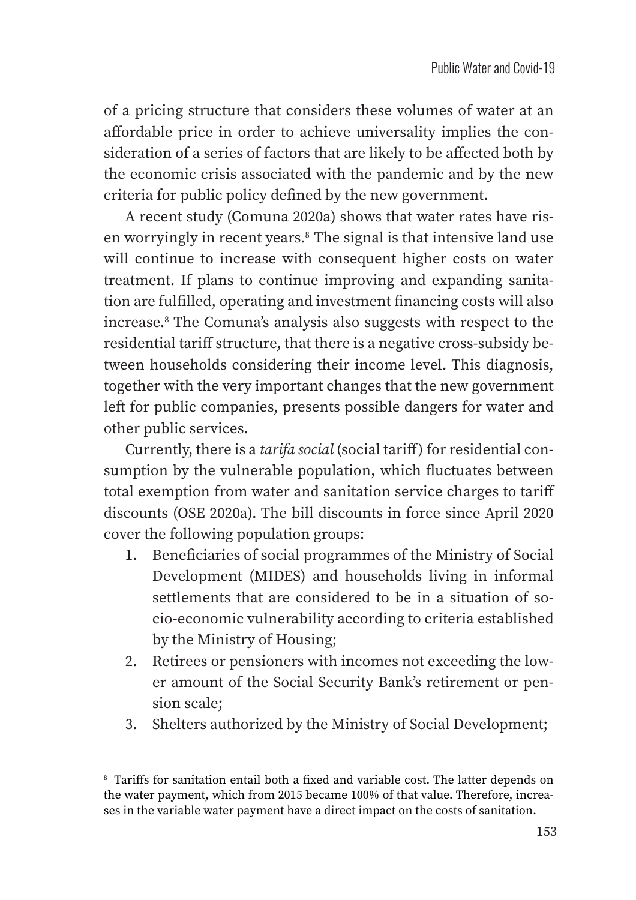of a pricing structure that considers these volumes of water at an affordable price in order to achieve universality implies the consideration of a series of factors that are likely to be affected both by the economic crisis associated with the pandemic and by the new criteria for public policy defined by the new government.

A recent study (Comuna 2020a) shows that water rates have risen worryingly in recent years.[8] The signal is that intensive land use will continue to increase with consequent higher costs on water treatment. If plans to continue improving and expanding sanitation are fulfilled, operating and investment financing costs will also increase.[8] The Comuna's analysis also suggests with respect to the residential tariff structure, that there is a negative cross-subsidy between households considering their income level. This diagnosis, together with the very important changes that the new government left for public companies, presents possible dangers for water and other public services.

Currently, there is a *tarifa social* (social tariff) for residential consumption by the vulnerable population, which fluctuates between total exemption from water and sanitation service charges to tariff discounts (OSE 2020a). The bill discounts in force since April 2020 cover the following population groups:

1. Beneficiaries of social programmes of the Ministry of Social Development (MIDES) and households living in informal settlements that are considered to be in a situation of socio-economic vulnerability according to criteria established by the Ministry of Housing;
2. Retirees or pensioners with incomes not exceeding the lower amount of the Social Security Bank's retirement or pension scale;
3. Shelters authorized by the Ministry of Social Development;

[8] Tariffs for sanitation entail both a fixed and variable cost. The latter depends on the water payment, which from 2015 became 100% of that value. Therefore, increases in the variable water payment have a direct impact on the costs of sanitation.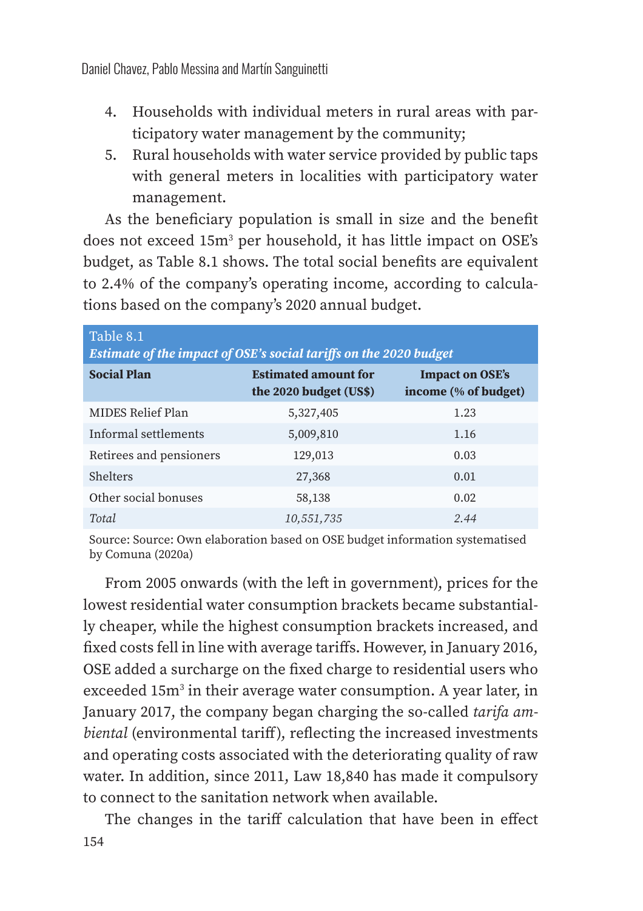4. Households with individual meters in rural areas with participatory water management by the community;
5. Rural households with water service provided by public taps with general meters in localities with participatory water management.

As the beneficiary population is small in size and the benefit does not exceed 15m$^3$ per household, it has little impact on OSE's budget, as Table 8.1 shows. The total social benefits are equivalent to 2.4% of the company's operating income, according to calculations based on the company's 2020 annual budget.

Table 8.1
***Estimate of the impact of OSE's social tariffs on the 2020 budget***

| **Social Plan** | **Estimated amount for the 2020 budget (US$)** | **Impact on OSE's income (% of budget)** |
|---|---|---|
| MIDES Relief Plan | 5,327,405 | 1.23 |
| Informal settlements | 5,009,810 | 1.16 |
| Retirees and pensioners | 129,013 | 0.03 |
| Shelters | 27,368 | 0.01 |
| Other social bonuses | 58,138 | 0.02 |
| *Total* | *10,551,735* | *2.44* |

Source: Source: Own elaboration based on OSE budget information systematised by Comuna (2020a)

From 2005 onwards (with the left in government), prices for the lowest residential water consumption brackets became substantially cheaper, while the highest consumption brackets increased, and fixed costs fell in line with average tariffs. However, in January 2016, OSE added a surcharge on the fixed charge to residential users who exceeded 15m$^3$ in their average water consumption. A year later, in January 2017, the company began charging the so-called *tarifa ambiental* (environmental tariff), reflecting the increased investments and operating costs associated with the deteriorating quality of raw water. In addition, since 2011, Law 18,840 has made it compulsory to connect to the sanitation network when available.

The changes in the tariff calculation that have been in effect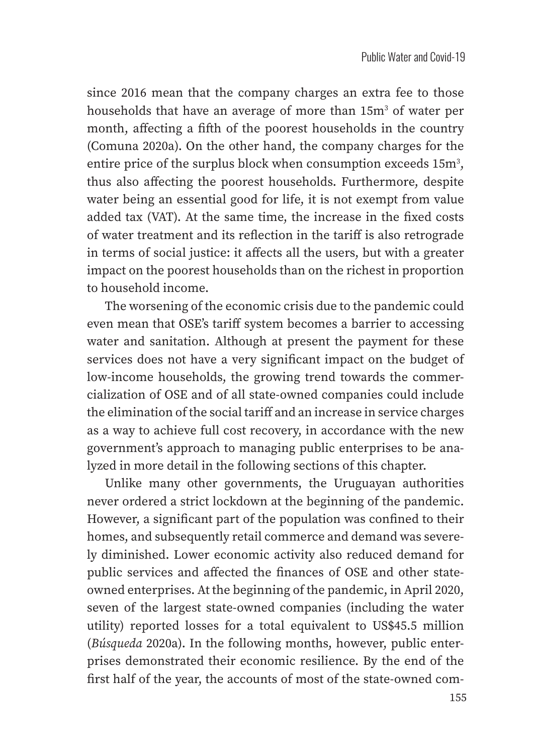since 2016 mean that the company charges an extra fee to those households that have an average of more than 15m$^3$ of water per month, affecting a fifth of the poorest households in the country (Comuna 2020a). On the other hand, the company charges for the entire price of the surplus block when consumption exceeds 15m$^3$, thus also affecting the poorest households. Furthermore, despite water being an essential good for life, it is not exempt from value added tax (VAT). At the same time, the increase in the fixed costs of water treatment and its reflection in the tariff is also retrograde in terms of social justice: it affects all the users, but with a greater impact on the poorest households than on the richest in proportion to household income.

The worsening of the economic crisis due to the pandemic could even mean that OSE's tariff system becomes a barrier to accessing water and sanitation. Although at present the payment for these services does not have a very significant impact on the budget of low-income households, the growing trend towards the commercialization of OSE and of all state-owned companies could include the elimination of the social tariff and an increase in service charges as a way to achieve full cost recovery, in accordance with the new government's approach to managing public enterprises to be analyzed in more detail in the following sections of this chapter.

Unlike many other governments, the Uruguayan authorities never ordered a strict lockdown at the beginning of the pandemic. However, a significant part of the population was confined to their homes, and subsequently retail commerce and demand was severely diminished. Lower economic activity also reduced demand for public services and affected the finances of OSE and other state-owned enterprises. At the beginning of the pandemic, in April 2020, seven of the largest state-owned companies (including the water utility) reported losses for a total equivalent to US$45.5 million (*Búsqueda* 2020a). In the following months, however, public enterprises demonstrated their economic resilience. By the end of the first half of the year, the accounts of most of the state-owned com-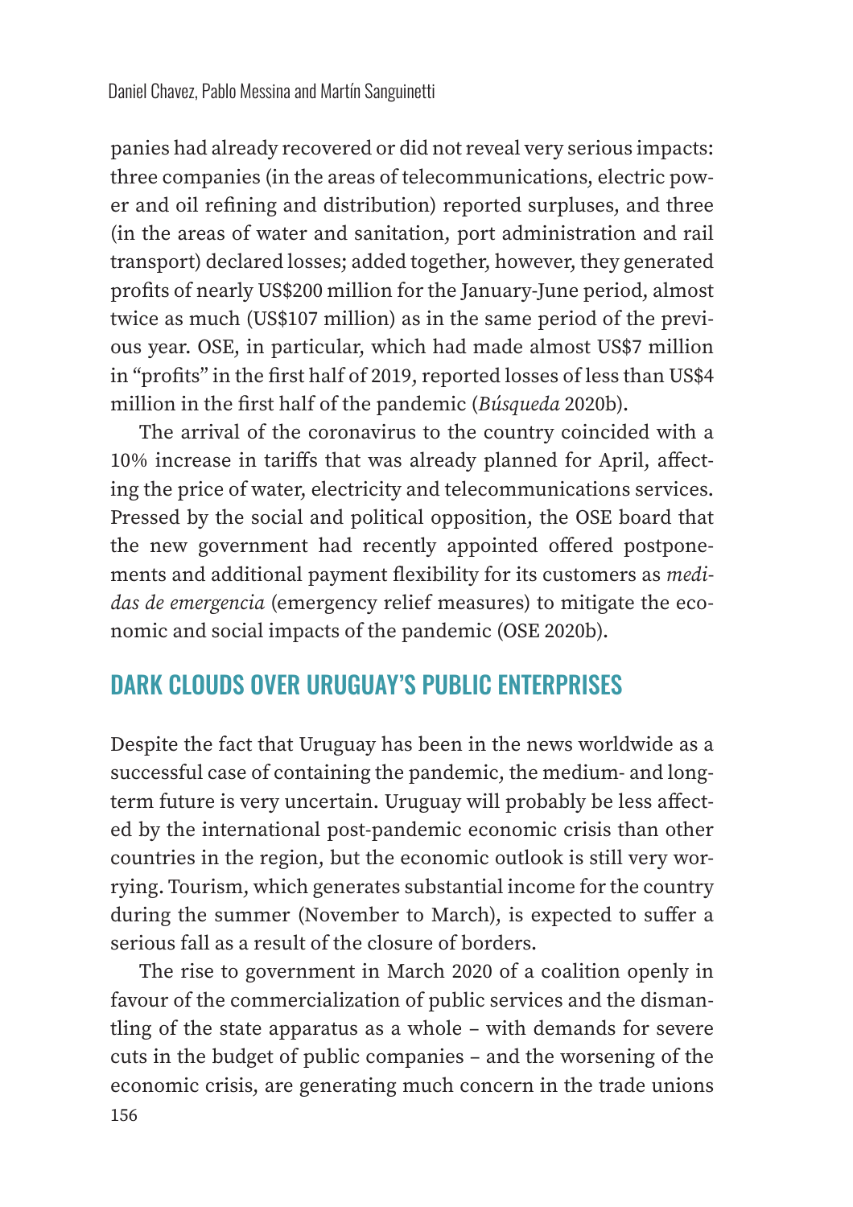panies had already recovered or did not reveal very serious impacts: three companies (in the areas of telecommunications, electric power and oil refining and distribution) reported surpluses, and three (in the areas of water and sanitation, port administration and rail transport) declared losses; added together, however, they generated profits of nearly US$200 million for the January-June period, almost twice as much (US$107 million) as in the same period of the previous year. OSE, in particular, which had made almost US$7 million in "profits" in the first half of 2019, reported losses of less than US$4 million in the first half of the pandemic (*Búsqueda* 2020b).

The arrival of the coronavirus to the country coincided with a 10% increase in tariffs that was already planned for April, affecting the price of water, electricity and telecommunications services. Pressed by the social and political opposition, the OSE board that the new government had recently appointed offered postponements and additional payment flexibility for its customers as *medidas de emergencia* (emergency relief measures) to mitigate the economic and social impacts of the pandemic (OSE 2020b).

## DARK CLOUDS OVER URUGUAY'S PUBLIC ENTERPRISES

Despite the fact that Uruguay has been in the news worldwide as a successful case of containing the pandemic, the medium- and long-term future is very uncertain. Uruguay will probably be less affected by the international post-pandemic economic crisis than other countries in the region, but the economic outlook is still very worrying. Tourism, which generates substantial income for the country during the summer (November to March), is expected to suffer a serious fall as a result of the closure of borders.

The rise to government in March 2020 of a coalition openly in favour of the commercialization of public services and the dismantling of the state apparatus as a whole – with demands for severe cuts in the budget of public companies – and the worsening of the economic crisis, are generating much concern in the trade unions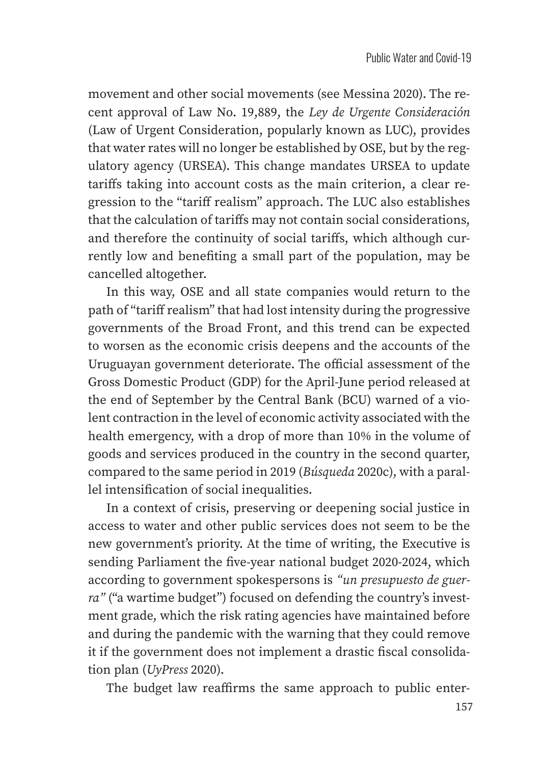movement and other social movements (see Messina 2020). The recent approval of Law No. 19,889, the *Ley de Urgente Consideración* (Law of Urgent Consideration, popularly known as LUC), provides that water rates will no longer be established by OSE, but by the regulatory agency (URSEA). This change mandates URSEA to update tariffs taking into account costs as the main criterion, a clear regression to the "tariff realism" approach. The LUC also establishes that the calculation of tariffs may not contain social considerations, and therefore the continuity of social tariffs, which although currently low and benefiting a small part of the population, may be cancelled altogether.

In this way, OSE and all state companies would return to the path of "tariff realism" that had lost intensity during the progressive governments of the Broad Front, and this trend can be expected to worsen as the economic crisis deepens and the accounts of the Uruguayan government deteriorate. The official assessment of the Gross Domestic Product (GDP) for the April-June period released at the end of September by the Central Bank (BCU) warned of a violent contraction in the level of economic activity associated with the health emergency, with a drop of more than 10% in the volume of goods and services produced in the country in the second quarter, compared to the same period in 2019 (*Búsqueda* 2020c), with a parallel intensification of social inequalities.

In a context of crisis, preserving or deepening social justice in access to water and other public services does not seem to be the new government's priority. At the time of writing, the Executive is sending Parliament the five-year national budget 2020-2024, which according to government spokespersons is *"un presupuesto de guerra"* ("a wartime budget") focused on defending the country's investment grade, which the risk rating agencies have maintained before and during the pandemic with the warning that they could remove it if the government does not implement a drastic fiscal consolidation plan (*UyPress* 2020).

The budget law reaffirms the same approach to public enter-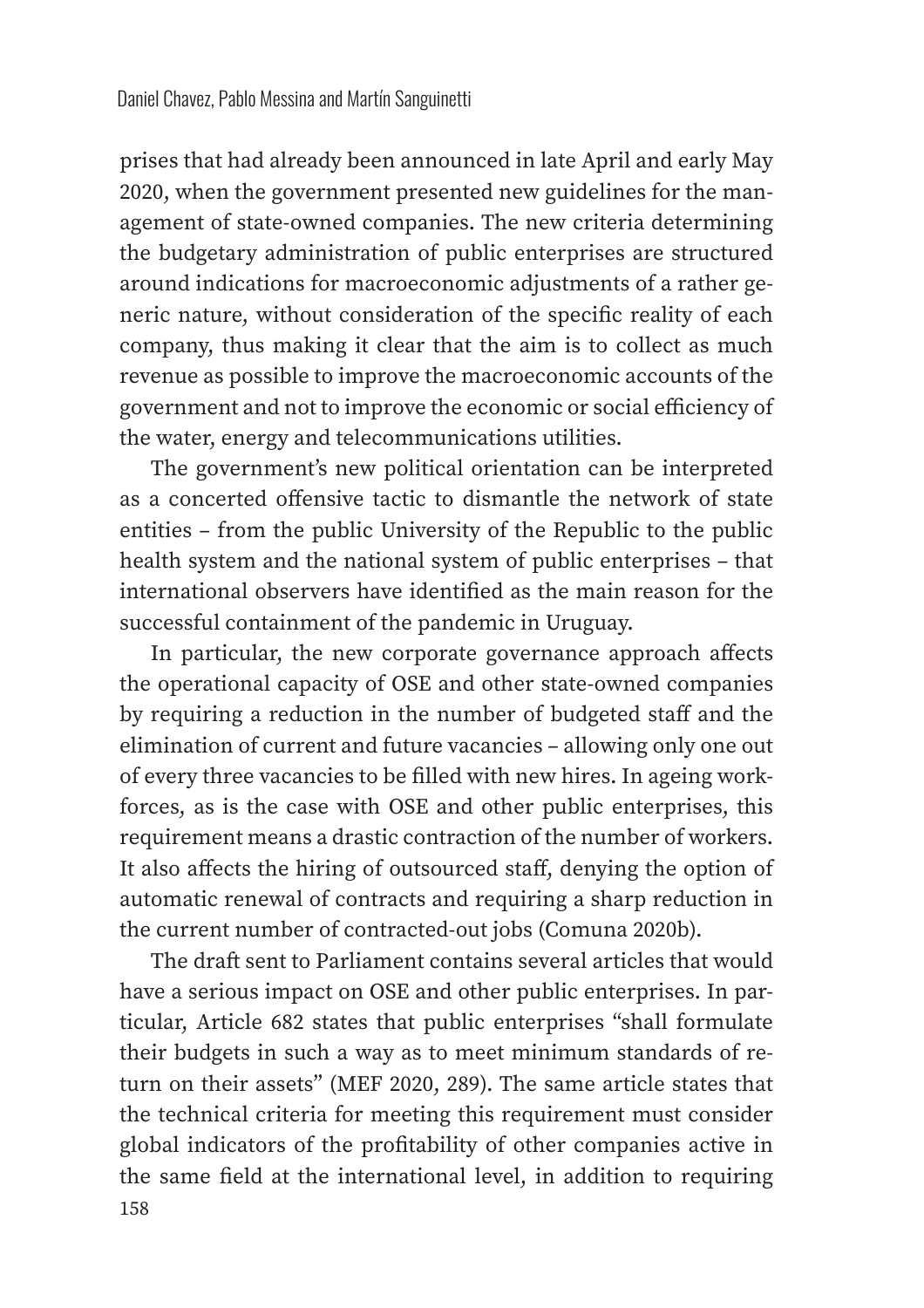prises that had already been announced in late April and early May 2020, when the government presented new guidelines for the management of state-owned companies. The new criteria determining the budgetary administration of public enterprises are structured around indications for macroeconomic adjustments of a rather generic nature, without consideration of the specific reality of each company, thus making it clear that the aim is to collect as much revenue as possible to improve the macroeconomic accounts of the government and not to improve the economic or social efficiency of the water, energy and telecommunications utilities.

The government's new political orientation can be interpreted as a concerted offensive tactic to dismantle the network of state entities – from the public University of the Republic to the public health system and the national system of public enterprises – that international observers have identified as the main reason for the successful containment of the pandemic in Uruguay.

In particular, the new corporate governance approach affects the operational capacity of OSE and other state-owned companies by requiring a reduction in the number of budgeted staff and the elimination of current and future vacancies – allowing only one out of every three vacancies to be filled with new hires. In ageing workforces, as is the case with OSE and other public enterprises, this requirement means a drastic contraction of the number of workers. It also affects the hiring of outsourced staff, denying the option of automatic renewal of contracts and requiring a sharp reduction in the current number of contracted-out jobs (Comuna 2020b).

The draft sent to Parliament contains several articles that would have a serious impact on OSE and other public enterprises. In particular, Article 682 states that public enterprises "shall formulate their budgets in such a way as to meet minimum standards of return on their assets" (MEF 2020, 289). The same article states that the technical criteria for meeting this requirement must consider global indicators of the profitability of other companies active in the same field at the international level, in addition to requiring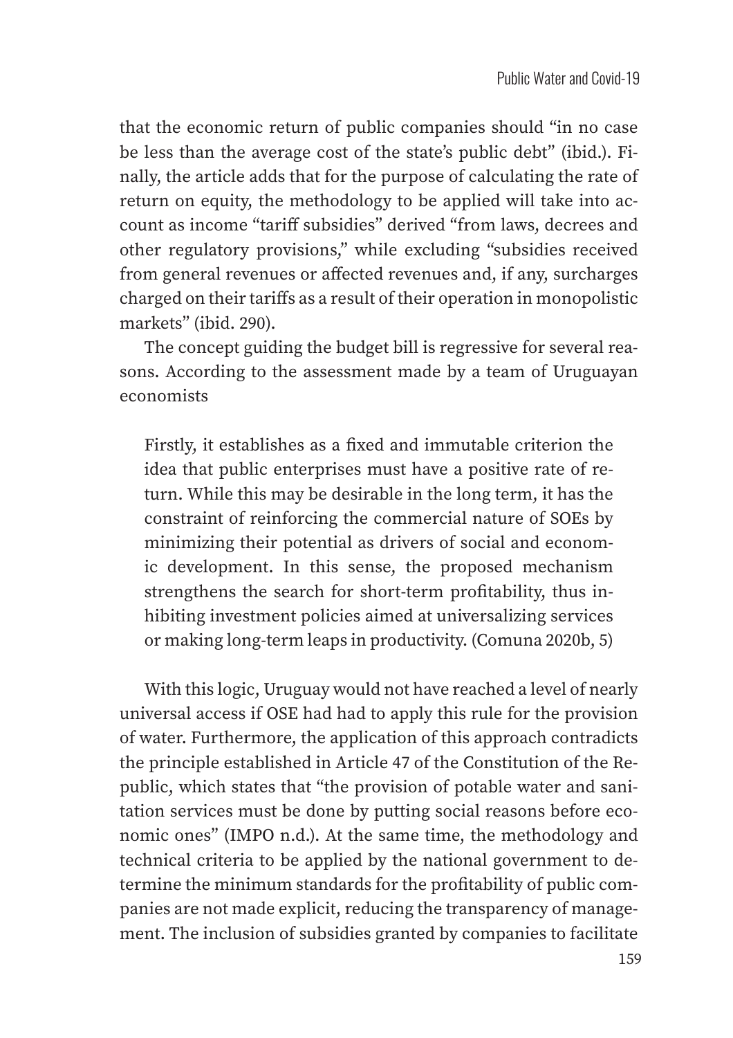that the economic return of public companies should "in no case be less than the average cost of the state's public debt" (ibid.). Finally, the article adds that for the purpose of calculating the rate of return on equity, the methodology to be applied will take into account as income "tariff subsidies" derived "from laws, decrees and other regulatory provisions," while excluding "subsidies received from general revenues or affected revenues and, if any, surcharges charged on their tariffs as a result of their operation in monopolistic markets" (ibid. 290).

The concept guiding the budget bill is regressive for several reasons. According to the assessment made by a team of Uruguayan economists

> Firstly, it establishes as a fixed and immutable criterion the idea that public enterprises must have a positive rate of return. While this may be desirable in the long term, it has the constraint of reinforcing the commercial nature of SOEs by minimizing their potential as drivers of social and economic development. In this sense, the proposed mechanism strengthens the search for short-term profitability, thus inhibiting investment policies aimed at universalizing services or making long-term leaps in productivity. (Comuna 2020b, 5)

With this logic, Uruguay would not have reached a level of nearly universal access if OSE had had to apply this rule for the provision of water. Furthermore, the application of this approach contradicts the principle established in Article 47 of the Constitution of the Republic, which states that "the provision of potable water and sanitation services must be done by putting social reasons before economic ones" (IMPO n.d.). At the same time, the methodology and technical criteria to be applied by the national government to determine the minimum standards for the profitability of public companies are not made explicit, reducing the transparency of management. The inclusion of subsidies granted by companies to facilitate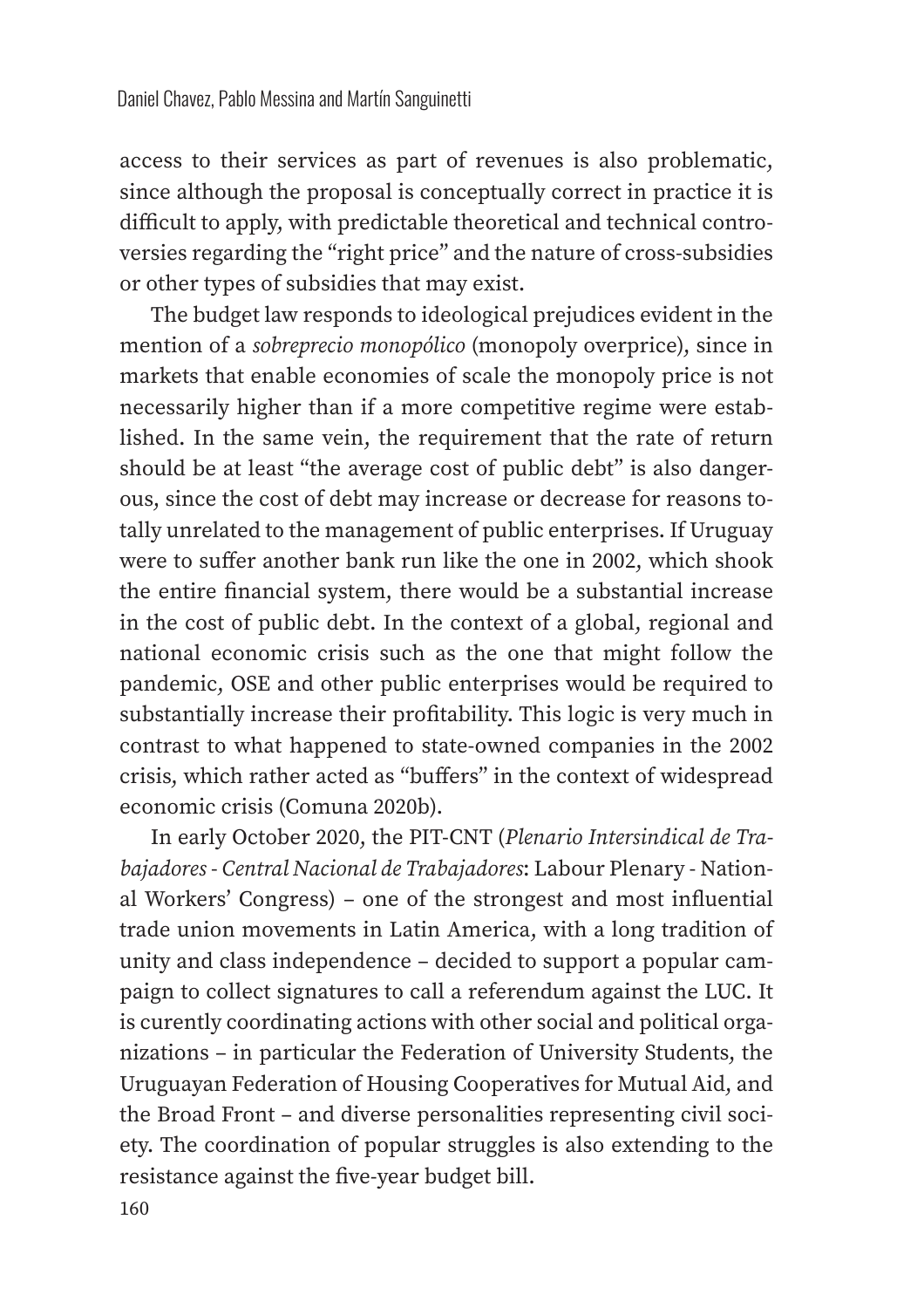access to their services as part of revenues is also problematic, since although the proposal is conceptually correct in practice it is difficult to apply, with predictable theoretical and technical controversies regarding the "right price" and the nature of cross-subsidies or other types of subsidies that may exist.

The budget law responds to ideological prejudices evident in the mention of a *sobreprecio monopólico* (monopoly overprice), since in markets that enable economies of scale the monopoly price is not necessarily higher than if a more competitive regime were established. In the same vein, the requirement that the rate of return should be at least "the average cost of public debt" is also dangerous, since the cost of debt may increase or decrease for reasons totally unrelated to the management of public enterprises. If Uruguay were to suffer another bank run like the one in 2002, which shook the entire financial system, there would be a substantial increase in the cost of public debt. In the context of a global, regional and national economic crisis such as the one that might follow the pandemic, OSE and other public enterprises would be required to substantially increase their profitability. This logic is very much in contrast to what happened to state-owned companies in the 2002 crisis, which rather acted as "buffers" in the context of widespread economic crisis (Comuna 2020b).

In early October 2020, the PIT-CNT (*Plenario Intersindical de Trabajadores - Central Nacional de Trabajadores*: Labour Plenary - National Workers' Congress) – one of the strongest and most influential trade union movements in Latin America, with a long tradition of unity and class independence – decided to support a popular campaign to collect signatures to call a referendum against the LUC. It is curently coordinating actions with other social and political organizations – in particular the Federation of University Students, the Uruguayan Federation of Housing Cooperatives for Mutual Aid, and the Broad Front – and diverse personalities representing civil society. The coordination of popular struggles is also extending to the resistance against the five-year budget bill.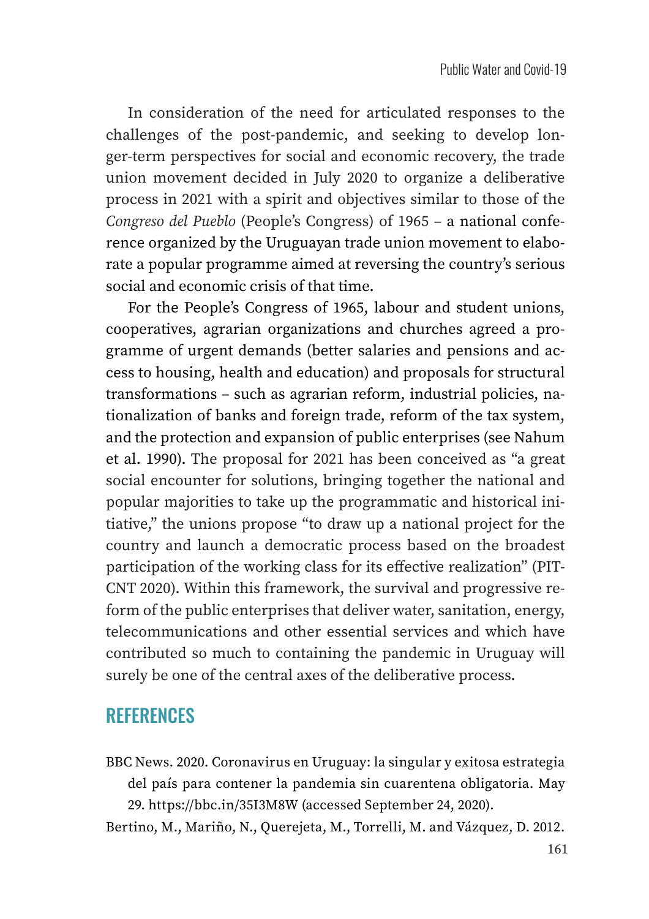In consideration of the need for articulated responses to the challenges of the post-pandemic, and seeking to develop longer-term perspectives for social and economic recovery, the trade union movement decided in July 2020 to organize a deliberative process in 2021 with a spirit and objectives similar to those of the *Congreso del Pueblo* (People's Congress) of 1965 – a national conference organized by the Uruguayan trade union movement to elaborate a popular programme aimed at reversing the country's serious social and economic crisis of that time.

For the People's Congress of 1965, labour and student unions, cooperatives, agrarian organizations and churches agreed a programme of urgent demands (better salaries and pensions and access to housing, health and education) and proposals for structural transformations – such as agrarian reform, industrial policies, nationalization of banks and foreign trade, reform of the tax system, and the protection and expansion of public enterprises (see Nahum et al. 1990). The proposal for 2021 has been conceived as "a great social encounter for solutions, bringing together the national and popular majorities to take up the programmatic and historical initiative," the unions propose "to draw up a national project for the country and launch a democratic process based on the broadest participation of the working class for its effective realization" (PIT-CNT 2020). Within this framework, the survival and progressive reform of the public enterprises that deliver water, sanitation, energy, telecommunications and other essential services and which have contributed so much to containing the pandemic in Uruguay will surely be one of the central axes of the deliberative process.

## REFERENCES

BBC News. 2020. Coronavirus en Uruguay: la singular y exitosa estrategia del país para contener la pandemia sin cuarentena obligatoria. May 29. https://bbc.in/35I3M8W (accessed September 24, 2020).

Bertino, M., Mariño, N., Querejeta, M., Torrelli, M. and Vázquez, D. 2012.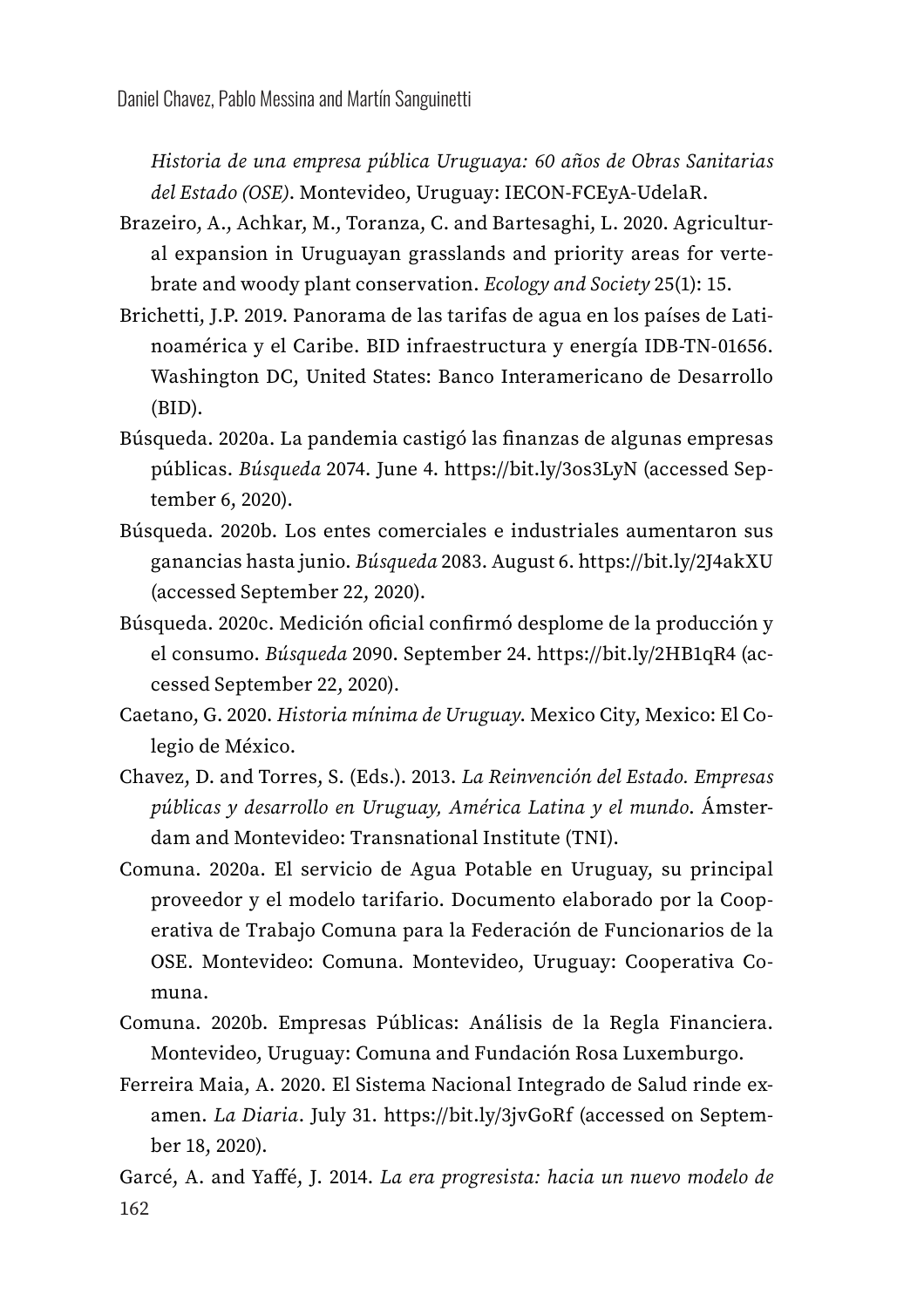*Historia de una empresa pública Uruguaya: 60 años de Obras Sanitarias del Estado (OSE)*. Montevideo, Uruguay: IECON-FCEyA-UdelaR.

Brazeiro, A., Achkar, M., Toranza, C. and Bartesaghi, L. 2020. Agricultural expansion in Uruguayan grasslands and priority areas for vertebrate and woody plant conservation. *Ecology and Society* 25(1): 15.

Brichetti, J.P. 2019. Panorama de las tarifas de agua en los países de Latinoamérica y el Caribe. BID infraestructura y energía IDB-TN-01656. Washington DC, United States: Banco Interamericano de Desarrollo (BID).

Búsqueda. 2020a. La pandemia castigó las finanzas de algunas empresas públicas. *Búsqueda* 2074. June 4. https://bit.ly/3os3LyN (accessed September 6, 2020).

Búsqueda. 2020b. Los entes comerciales e industriales aumentaron sus ganancias hasta junio. *Búsqueda* 2083. August 6. https://bit.ly/2J4akXU (accessed September 22, 2020).

Búsqueda. 2020c. Medición oficial confirmó desplome de la producción y el consumo. *Búsqueda* 2090. September 24. https://bit.ly/2HB1qR4 (accessed September 22, 2020).

Caetano, G. 2020. *Historia mínima de Uruguay*. Mexico City, Mexico: El Colegio de México.

Chavez, D. and Torres, S. (Eds.). 2013. *La Reinvención del Estado. Empresas públicas y desarrollo en Uruguay, América Latina y el mundo*. Ámsterdam and Montevideo: Transnational Institute (TNI).

Comuna. 2020a. El servicio de Agua Potable en Uruguay, su principal proveedor y el modelo tarifario. Documento elaborado por la Cooperativa de Trabajo Comuna para la Federación de Funcionarios de la OSE. Montevideo: Comuna. Montevideo, Uruguay: Cooperativa Comuna.

Comuna. 2020b. Empresas Públicas: Análisis de la Regla Financiera. Montevideo, Uruguay: Comuna and Fundación Rosa Luxemburgo.

Ferreira Maia, A. 2020. El Sistema Nacional Integrado de Salud rinde examen. *La Diaria*. July 31. https://bit.ly/3jvGoRf (accessed on September 18, 2020).

Garcé, A. and Yaffé, J. 2014. *La era progresista: hacia un nuevo modelo de*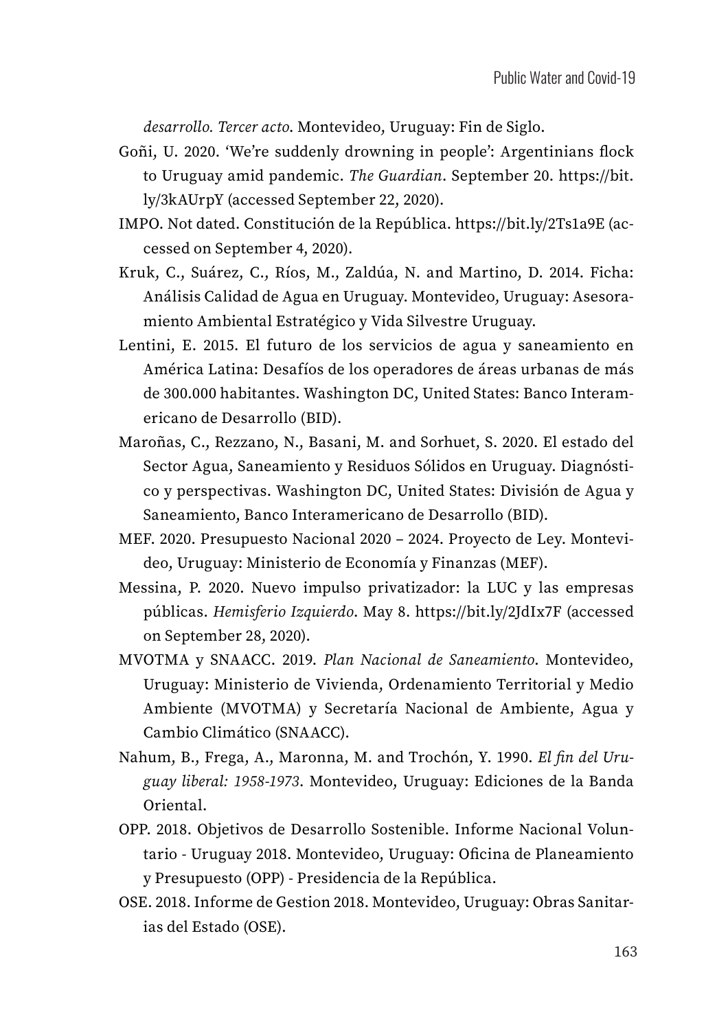*desarrollo. Tercer acto*. Montevideo, Uruguay: Fin de Siglo.

Goñi, U. 2020. 'We're suddenly drowning in people': Argentinians flock to Uruguay amid pandemic. *The Guardian*. September 20. https://bit.ly/3kAUrpY (accessed September 22, 2020).

IMPO. Not dated. Constitución de la República. https://bit.ly/2Ts1a9E (accessed on September 4, 2020).

Kruk, C., Suárez, C., Ríos, M., Zaldúa, N. and Martino, D. 2014. Ficha: Análisis Calidad de Agua en Uruguay. Montevideo, Uruguay: Asesoramiento Ambiental Estratégico y Vida Silvestre Uruguay.

Lentini, E. 2015. El futuro de los servicios de agua y saneamiento en América Latina: Desafíos de los operadores de áreas urbanas de más de 300.000 habitantes. Washington DC, United States: Banco Interamericano de Desarrollo (BID).

Maroñas, C., Rezzano, N., Basani, M. and Sorhuet, S. 2020. El estado del Sector Agua, Saneamiento y Residuos Sólidos en Uruguay. Diagnóstico y perspectivas. Washington DC, United States: División de Agua y Saneamiento, Banco Interamericano de Desarrollo (BID).

MEF. 2020. Presupuesto Nacional 2020 – 2024. Proyecto de Ley. Montevideo, Uruguay: Ministerio de Economía y Finanzas (MEF).

Messina, P. 2020. Nuevo impulso privatizador: la LUC y las empresas públicas. *Hemisferio Izquierdo*. May 8. https://bit.ly/2JdIx7F (accessed on September 28, 2020).

MVOTMA y SNAACC. 2019. *Plan Nacional de Saneamiento*. Montevideo, Uruguay: Ministerio de Vivienda, Ordenamiento Territorial y Medio Ambiente (MVOTMA) y Secretaría Nacional de Ambiente, Agua y Cambio Climático (SNAACC).

Nahum, B., Frega, A., Maronna, M. and Trochón, Y. 1990. *El fin del Uruguay liberal: 1958-1973*. Montevideo, Uruguay: Ediciones de la Banda Oriental.

OPP. 2018. Objetivos de Desarrollo Sostenible. Informe Nacional Voluntario - Uruguay 2018. Montevideo, Uruguay: Oficina de Planeamiento y Presupuesto (OPP) - Presidencia de la República.

OSE. 2018. Informe de Gestion 2018. Montevideo, Uruguay: Obras Sanitarias del Estado (OSE).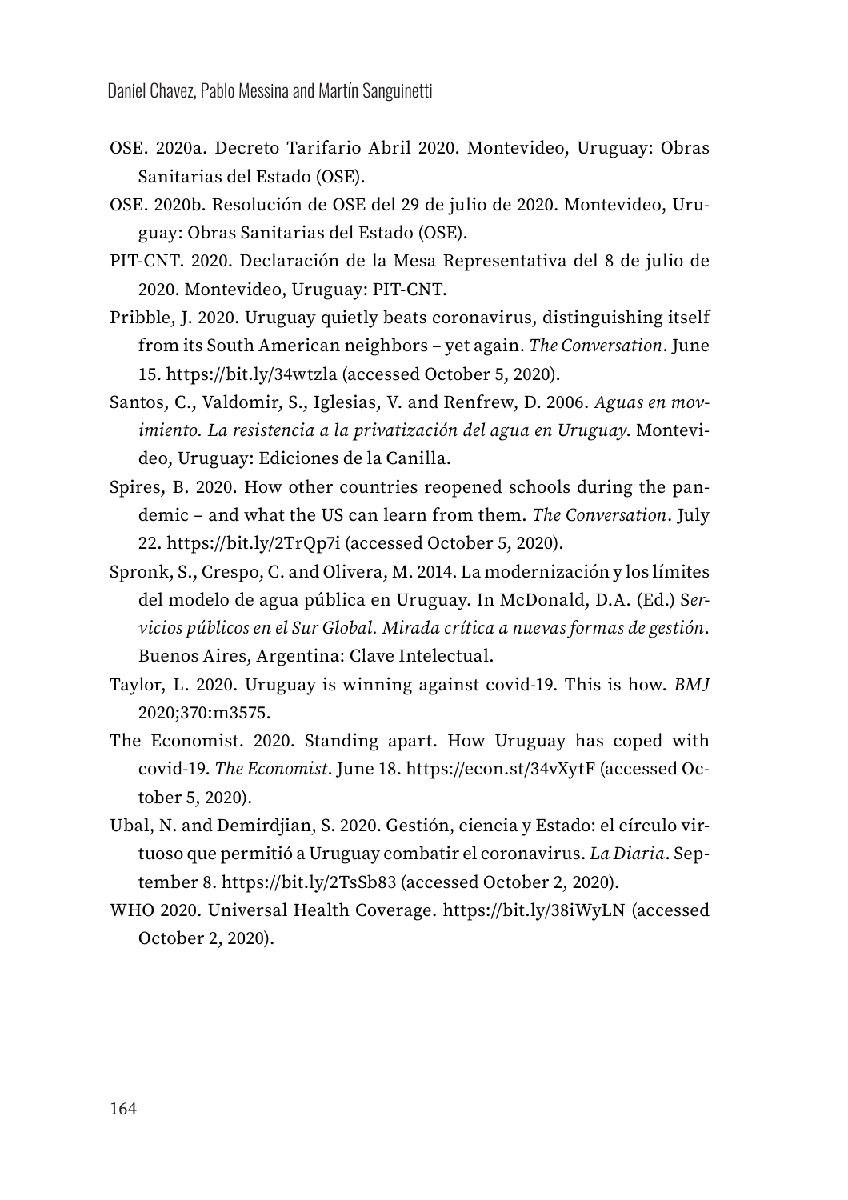OSE. 2020a. Decreto Tarifario Abril 2020. Montevideo, Uruguay: Obras Sanitarias del Estado (OSE).

OSE. 2020b. Resolución de OSE del 29 de julio de 2020. Montevideo, Uruguay: Obras Sanitarias del Estado (OSE).

PIT-CNT. 2020. Declaración de la Mesa Representativa del 8 de julio de 2020. Montevideo, Uruguay: PIT-CNT.

Pribble, J. 2020. Uruguay quietly beats coronavirus, distinguishing itself from its South American neighbors – yet again. *The Conversation*. June 15. https://bit.ly/34wtzla (accessed October 5, 2020).

Santos, C., Valdomir, S., Iglesias, V. and Renfrew, D. 2006. *Aguas en movimiento. La resistencia a la privatización del agua en Uruguay*. Montevideo, Uruguay: Ediciones de la Canilla.

Spires, B. 2020. How other countries reopened schools during the pandemic – and what the US can learn from them. *The Conversation*. July 22. https://bit.ly/2TrQp7i (accessed October 5, 2020).

Spronk, S., Crespo, C. and Olivera, M. 2014. La modernización y los límites del modelo de agua pública en Uruguay. In McDonald, D.A. (Ed.) *Servicios públicos en el Sur Global. Mirada crítica a nuevas formas de gestión*. Buenos Aires, Argentina: Clave Intelectual.

Taylor, L. 2020. Uruguay is winning against covid-19. This is how. *BMJ* 2020;370:m3575.

The Economist. 2020. Standing apart. How Uruguay has coped with covid-19. *The Economist*. June 18. https://econ.st/34vXytF (accessed October 5, 2020).

Ubal, N. and Demirdjian, S. 2020. Gestión, ciencia y Estado: el círculo virtuoso que permitió a Uruguay combatir el coronavirus. *La Diaria*. September 8. https://bit.ly/2TsSb83 (accessed October 2, 2020).

WHO 2020. Universal Health Coverage. https://bit.ly/38iWyLN (accessed October 2, 2020).